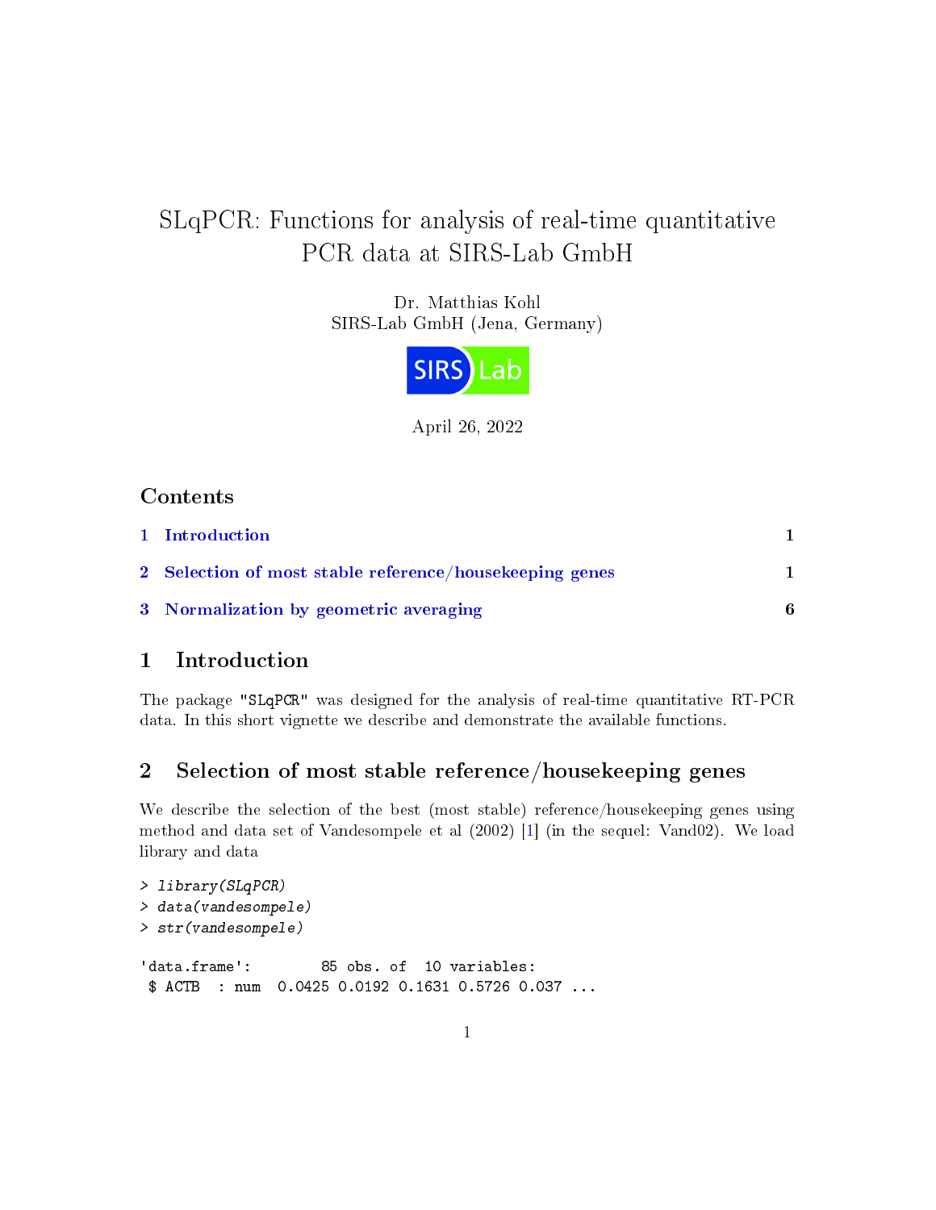# SLqPCR: Functions for analysis of real-time quantitative PCR data at SIRS-Lab GmbH

Dr. Matthias Kohl
SIRS-Lab GmbH (Jena, Germany)

April 26, 2022

## Contents

1 Introduction — 1

2 Selection of most stable reference/housekeeping genes — 1

3 Normalization by geometric averaging — 6

## 1 Introduction

The package "SLqPCR" was designed for the analysis of real-time quantitative RT-PCR data. In this short vignette we describe and demonstrate the available functions.

## 2 Selection of most stable reference/housekeeping genes

We describe the selection of the best (most stable) reference/housekeeping genes using method and data set of Vandesompele et al (2002) [1] (in the sequel: Vand02). We load library and data

```
> library(SLqPCR)
> data(vandesompele)
> str(vandesompele)

'data.frame':       85 obs. of  10 variables:
 $ ACTB  : num  0.0425 0.0192 0.1631 0.5726 0.037 ...
```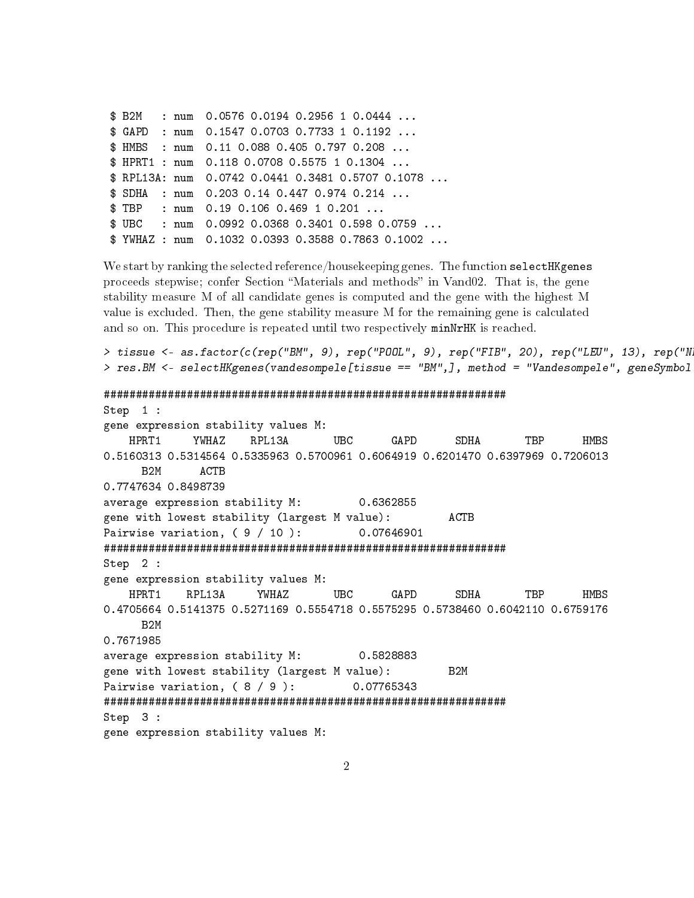```
 $ B2M   : num  0.0576 0.0194 0.2956 1 0.0444 ...
 $ GAPD  : num  0.1547 0.0703 0.7733 1 0.1192 ...
 $ HMBS  : num  0.11 0.088 0.405 0.797 0.208 ...
 $ HPRT1 : num  0.118 0.0708 0.5575 1 0.1304 ...
 $ RPL13A: num  0.0742 0.0441 0.3481 0.5707 0.1078 ...
 $ SDHA  : num  0.203 0.14 0.447 0.974 0.214 ...
 $ TBP   : num  0.19 0.106 0.469 1 0.201 ...
 $ UBC   : num  0.0992 0.0368 0.3401 0.598 0.0759 ...
 $ YWHAZ : num  0.1032 0.0393 0.3588 0.7863 0.1002 ...
```

We start by ranking the selected reference/housekeeping genes. The function `selectHKgenes` proceeds stepwise; confer Section "Materials and methods" in Vand02. That is, the gene stability measure M of all candidate genes is computed and the gene with the highest M value is excluded. Then, the gene stability measure M for the remaining gene is calculated and so on. This procedure is repeated until two respectively `minNrHK` is reached.

```
> tissue <- as.factor(c(rep("BM", 9), rep("POOL", 9), rep("FIB", 20), rep("LEU", 13), rep("NI
> res.BM <- selectHKgenes(vandesompele[tissue == "BM",], method = "Vandesompele", geneSymbol

################################################################
Step  1 :
gene expression stability values M:
    HPRT1     YWHAZ    RPL13A       UBC      GAPD      SDHA       TBP      HMBS
0.5160313 0.5314564 0.5335963 0.5700961 0.6064919 0.6201470 0.6397969 0.7206013
      B2M      ACTB
0.7747634 0.8498739
average expression stability M:         0.6362855
gene with lowest stability (largest M value):         ACTB
Pairwise variation, ( 9 / 10 ):         0.07646901
################################################################
Step  2 :
gene expression stability values M:
    HPRT1    RPL13A     YWHAZ       UBC      GAPD      SDHA       TBP      HMBS
0.4705664 0.5141375 0.5271169 0.5554718 0.5575295 0.5738460 0.6042110 0.6759176
      B2M
0.7671985
average expression stability M:         0.5828883
gene with lowest stability (largest M value):         B2M
Pairwise variation, ( 8 / 9 ):         0.07765343
################################################################
Step  3 :
gene expression stability values M:
```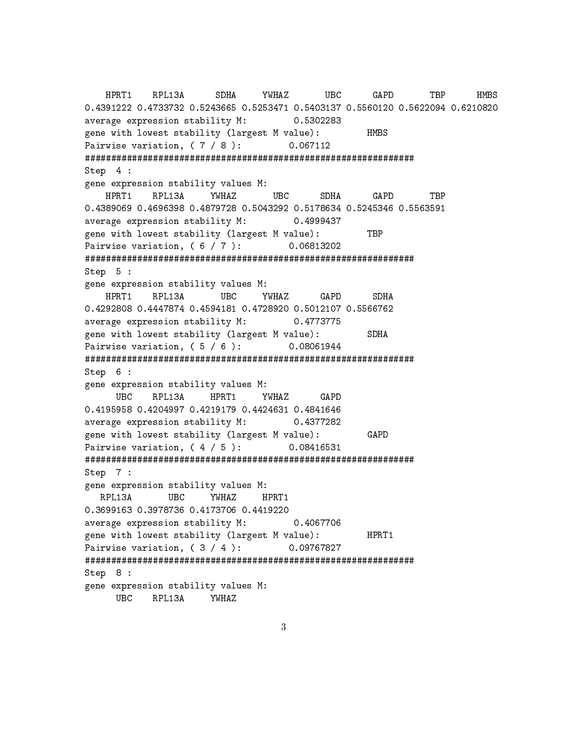```
   HPRT1    RPL13A      SDHA     YWHAZ       UBC      GAPD       TBP      HMBS
0.4391222 0.4733732 0.5243665 0.5253471 0.5403137 0.5560120 0.5622094 0.6210820
average expression stability M:         0.5302283
gene with lowest stability (largest M value):         HMBS
Pairwise variation, ( 7 / 8 ):         0.067112
##############################################################
Step  4 :
gene expression stability values M:
   HPRT1    RPL13A     YWHAZ       UBC      SDHA      GAPD       TBP
0.4389069 0.4696398 0.4879728 0.5043292 0.5178634 0.5245346 0.5563591
average expression stability M:         0.4999437
gene with lowest stability (largest M value):         TBP
Pairwise variation, ( 6 / 7 ):         0.06813202
##############################################################
Step  5 :
gene expression stability values M:
   HPRT1    RPL13A       UBC     YWHAZ      GAPD      SDHA
0.4292808 0.4447874 0.4594181 0.4728920 0.5012107 0.5566762
average expression stability M:         0.4773775
gene with lowest stability (largest M value):         SDHA
Pairwise variation, ( 5 / 6 ):         0.08061944
##############################################################
Step  6 :
gene expression stability values M:
     UBC    RPL13A     HPRT1     YWHAZ      GAPD
0.4195958 0.4204997 0.4219179 0.4424631 0.4841646
average expression stability M:         0.4377282
gene with lowest stability (largest M value):         GAPD
Pairwise variation, ( 4 / 5 ):         0.08416531
##############################################################
Step  7 :
gene expression stability values M:
  RPL13A       UBC     YWHAZ     HPRT1
0.3699163 0.3978736 0.4173706 0.4419220
average expression stability M:         0.4067706
gene with lowest stability (largest M value):         HPRT1
Pairwise variation, ( 3 / 4 ):         0.09767827
##############################################################
Step  8 :
gene expression stability values M:
     UBC    RPL13A     YWHAZ
```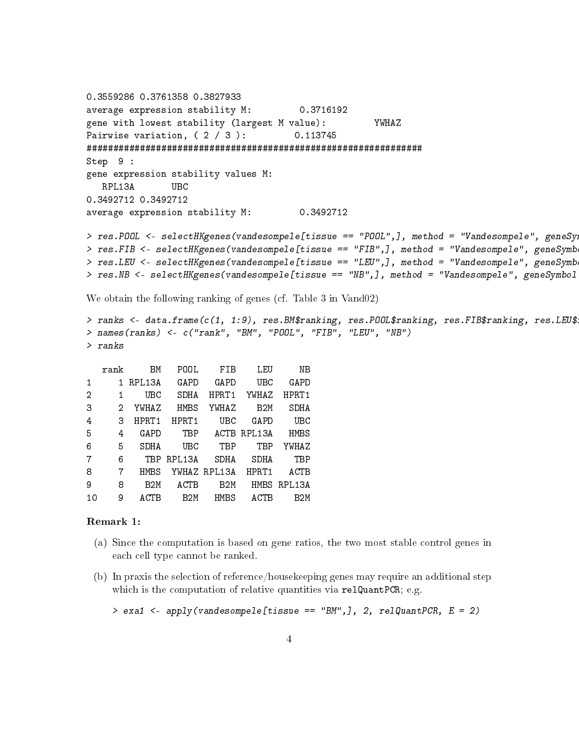```
0.3559286 0.3761358 0.3827933
average expression stability M:         0.3716192
gene with lowest stability (largest M value):         YWHAZ
Pairwise variation, ( 2 / 3 ):         0.113745
###############################################################
Step  9 :
gene expression stability values M:
   RPL13A       UBC
0.3492712 0.3492712
average expression stability M:         0.3492712
```

```
> res.POOL <- selectHKgenes(vandesompele[tissue == "POOL",], method = "Vandesompele", geneSy
> res.FIB <- selectHKgenes(vandesompele[tissue == "FIB",], method = "Vandesompele", geneSymbo
> res.LEU <- selectHKgenes(vandesompele[tissue == "LEU",], method = "Vandesompele", geneSymbo
> res.NB <- selectHKgenes(vandesompele[tissue == "NB",], method = "Vandesompele", geneSymbol
```

We obtain the following ranking of genes (cf. Table 3 in Vand02)

```
> ranks <- data.frame(c(1, 1:9), res.BM$ranking, res.POOL$ranking, res.FIB$ranking, res.LEU$r
> names(ranks) <- c("rank", "BM", "POOL", "FIB", "LEU", "NB")
> ranks
```

```
   rank     BM   POOL    FIB    LEU     NB
1     1 RPL13A   GAPD   GAPD    UBC   GAPD
2     1    UBC   SDHA  HPRT1  YWHAZ  HPRT1
3     2  YWHAZ   HMBS  YWHAZ    B2M   SDHA
4     3  HPRT1  HPRT1    UBC   GAPD    UBC
5     4   GAPD    TBP   ACTB RPL13A   HMBS
6     5   SDHA    UBC    TBP    TBP  YWHAZ
7     6    TBP RPL13A   SDHA   SDHA    TBP
8     7   HMBS  YWHAZ RPL13A  HPRT1   ACTB
9     8    B2M   ACTB    B2M   HMBS RPL13A
10    9   ACTB    B2M   HMBS   ACTB    B2M
```

**Remark 1:**

(a) Since the computation is based on gene ratios, the two most stable control genes in each cell type cannot be ranked.

(b) In praxis the selection of reference/housekeeping genes may require an additional step which is the computation of relative quantities via `relQuantPCR`; e.g.

```
> exa1 <- apply(vandesompele[tissue == "BM",], 2, relQuantPCR, E = 2)
```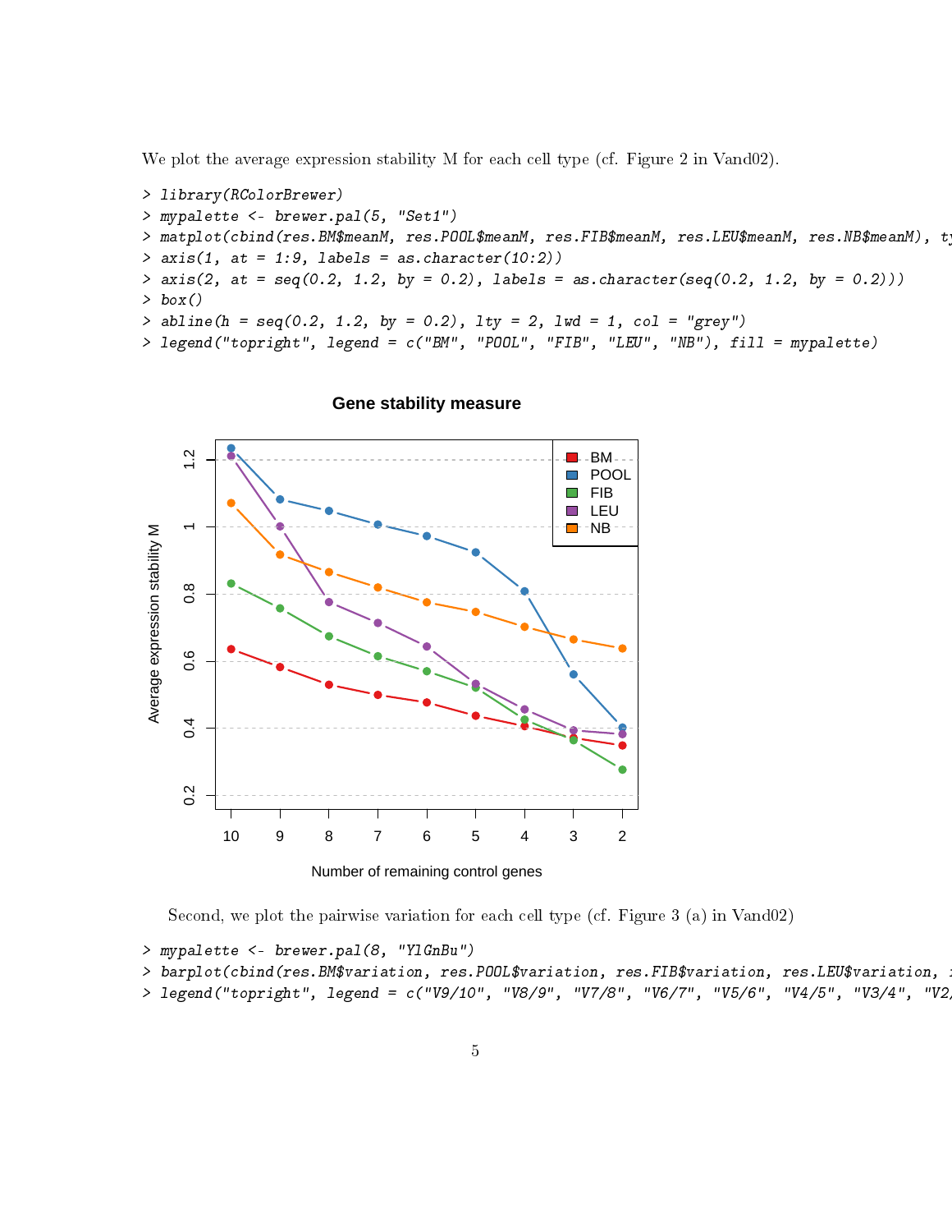We plot the average expression stability M for each cell type (cf. Figure 2 in Vand02).

```
> library(RColorBrewer)
> mypalette <- brewer.pal(5, "Set1")
> matplot(cbind(res.BM$meanM, res.POOL$meanM, res.FIB$meanM, res.LEU$meanM, res.NB$meanM), ty
> axis(1, at = 1:9, labels = as.character(10:2))
> axis(2, at = seq(0.2, 1.2, by = 0.2), labels = as.character(seq(0.2, 1.2, by = 0.2)))
> box()
> abline(h = seq(0.2, 1.2, by = 0.2), lty = 2, lwd = 1, col = "grey")
> legend("topright", legend = c("BM", "POOL", "FIB", "LEU", "NB"), fill = mypalette)
```

Second, we plot the pairwise variation for each cell type (cf. Figure 3 (a) in Vand02)

```
> mypalette <- brewer.pal(8, "YlGnBu")
> barplot(cbind(res.BM$variation, res.POOL$variation, res.FIB$variation, res.LEU$variation, r
> legend("topright", legend = c("V9/10", "V8/9", "V7/8", "V6/7", "V5/6", "V4/5", "V3/4", "V2/
```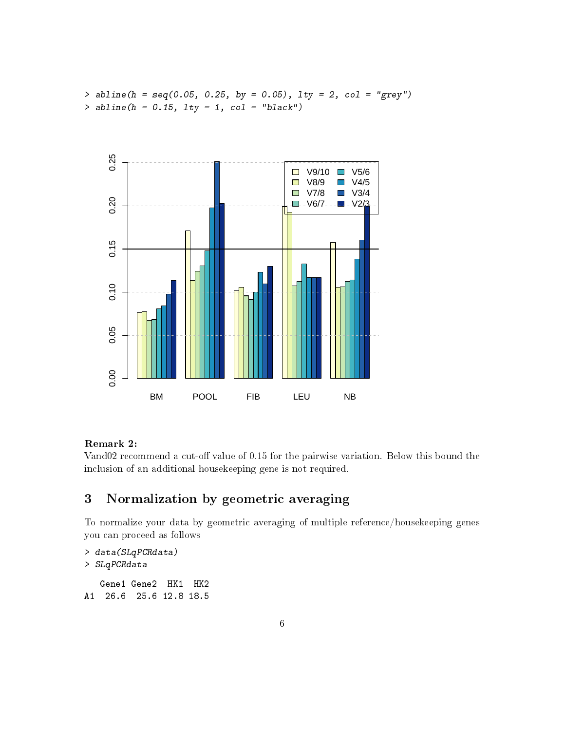```
> abline(h = seq(0.05, 0.25, by = 0.05), lty = 2, col = "grey")
> abline(h = 0.15, lty = 1, col = "black")
```

**Remark 2:**
Vand02 recommend a cut-off value of 0.15 for the pairwise variation. Below this bound the inclusion of an additional housekeeping gene is not required.

## 3 Normalization by geometric averaging

To normalize your data by geometric averaging of multiple reference/housekeeping genes you can proceed as follows

```
> data(SLqPCRdata)
> SLqPCRdata

   Gene1 Gene2  HK1  HK2
A1  26.6  25.6 12.8 18.5
```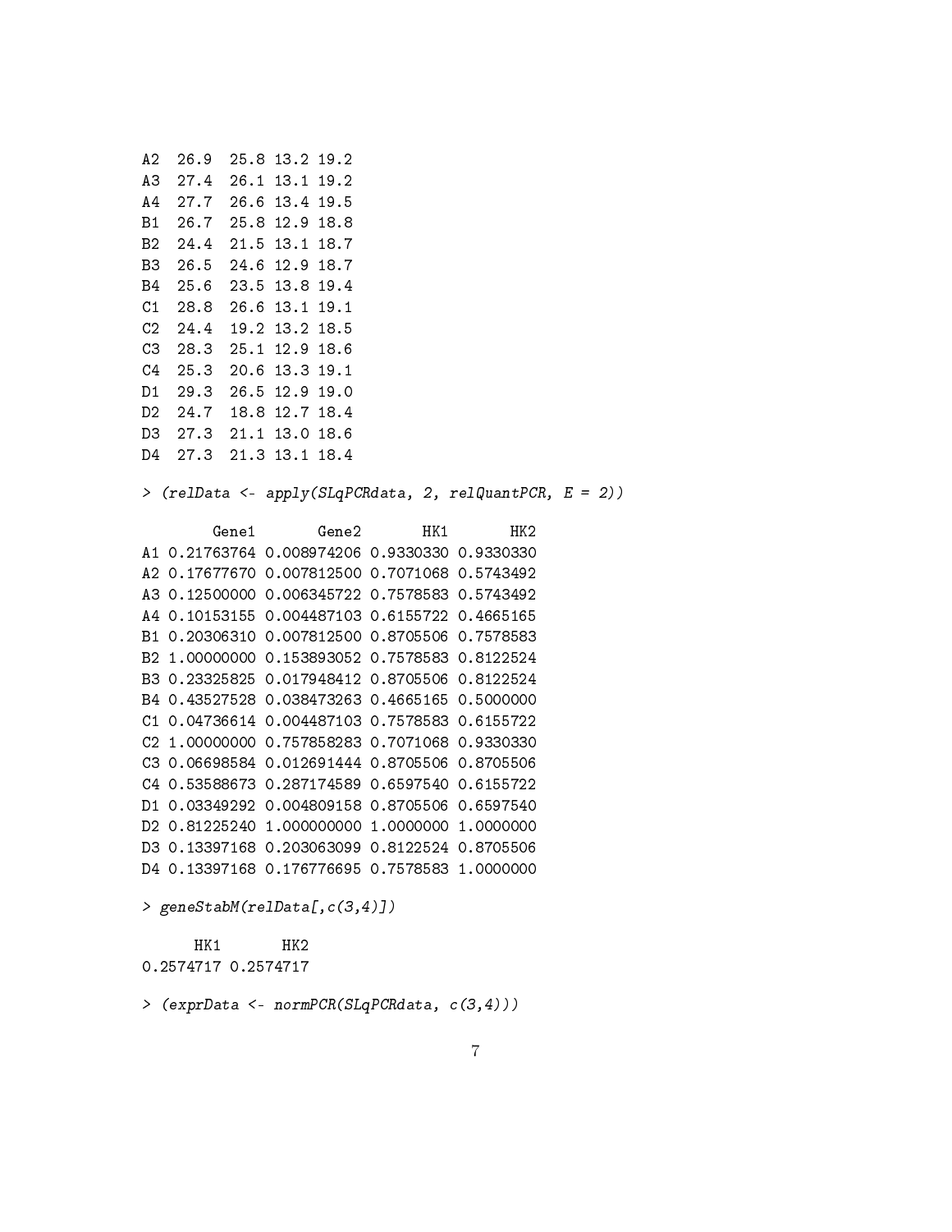```
A2  26.9  25.8 13.2 19.2
A3  27.4  26.1 13.1 19.2
A4  27.7  26.6 13.4 19.5
B1  26.7  25.8 12.9 18.8
B2  24.4  21.5 13.1 18.7
B3  26.5  24.6 12.9 18.7
B4  25.6  23.5 13.8 19.4
C1  28.8  26.6 13.1 19.1
C2  24.4  19.2 13.2 18.5
C3  28.3  25.1 12.9 18.6
C4  25.3  20.6 13.3 19.1
D1  29.3  26.5 12.9 19.0
D2  24.7  18.8 12.7 18.4
D3  27.3  21.1 13.0 18.6
D4  27.3  21.3 13.1 18.4
```

```
> (relData <- apply(SLqPCRdata, 2, relQuantPCR, E = 2))
```

```
        Gene1       Gene2       HK1       HK2
A1 0.21763764 0.008974206 0.9330330 0.9330330
A2 0.17677670 0.007812500 0.7071068 0.5743492
A3 0.12500000 0.006345722 0.7578583 0.5743492
A4 0.10153155 0.004487103 0.6155722 0.4665165
B1 0.20306310 0.007812500 0.8705506 0.7578583
B2 1.00000000 0.153893052 0.7578583 0.8122524
B3 0.23325825 0.017948412 0.8705506 0.8122524
B4 0.43527528 0.038473263 0.4665165 0.5000000
C1 0.04736614 0.004487103 0.7578583 0.6155722
C2 1.00000000 0.757858283 0.7071068 0.9330330
C3 0.06698584 0.012691444 0.8705506 0.8705506
C4 0.53588673 0.287174589 0.6597540 0.6155722
D1 0.03349292 0.004809158 0.8705506 0.6597540
D2 0.81225240 1.000000000 1.0000000 1.0000000
D3 0.13397168 0.203063099 0.8122524 0.8705506
D4 0.13397168 0.176776695 0.7578583 1.0000000
```

```
> geneStabM(relData[,c(3,4)])
```

```
      HK1       HK2
0.2574717 0.2574717
```

```
> (exprData <- normPCR(SLqPCRdata, c(3,4)))
```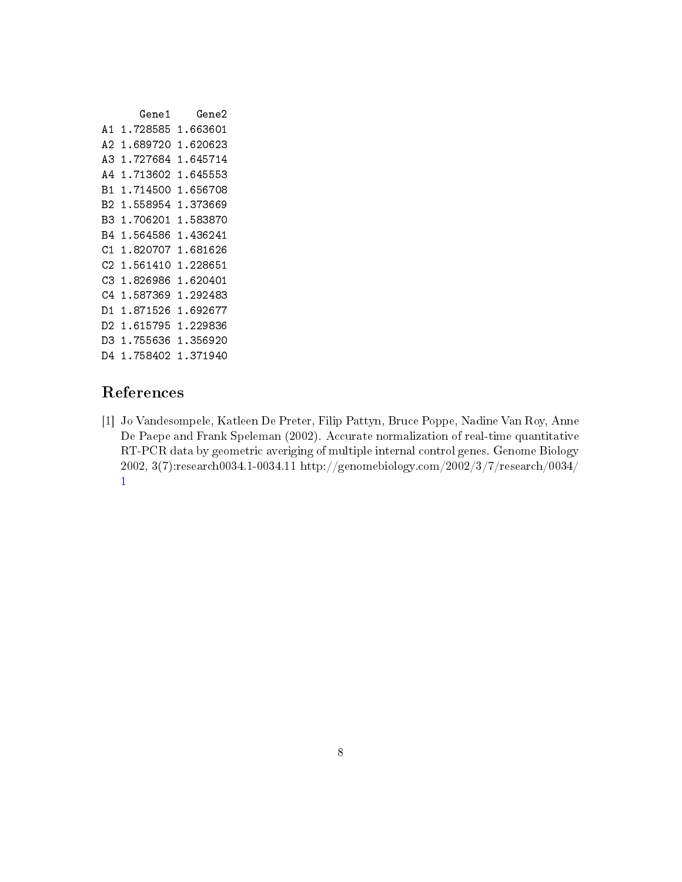```
      Gene1    Gene2
A1 1.728585 1.663601
A2 1.689720 1.620623
A3 1.727684 1.645714
A4 1.713602 1.645553
B1 1.714500 1.656708
B2 1.558954 1.373669
B3 1.706201 1.583870
B4 1.564586 1.436241
C1 1.820707 1.681626
C2 1.561410 1.228651
C3 1.826986 1.620401
C4 1.587369 1.292483
D1 1.871526 1.692677
D2 1.615795 1.229836
D3 1.755636 1.356920
D4 1.758402 1.371940
```

## References

[1] Jo Vandesompele, Katleen De Preter, Filip Pattyn, Bruce Poppe, Nadine Van Roy, Anne De Paepe and Frank Speleman (2002). Accurate normalization of real-time quantitative RT-PCR data by geometric averiging of multiple internal control genes. Genome Biology 2002, 3(7):research0034.1-0034.11 http://genomebiology.com/2002/3/7/research/0034/ 1